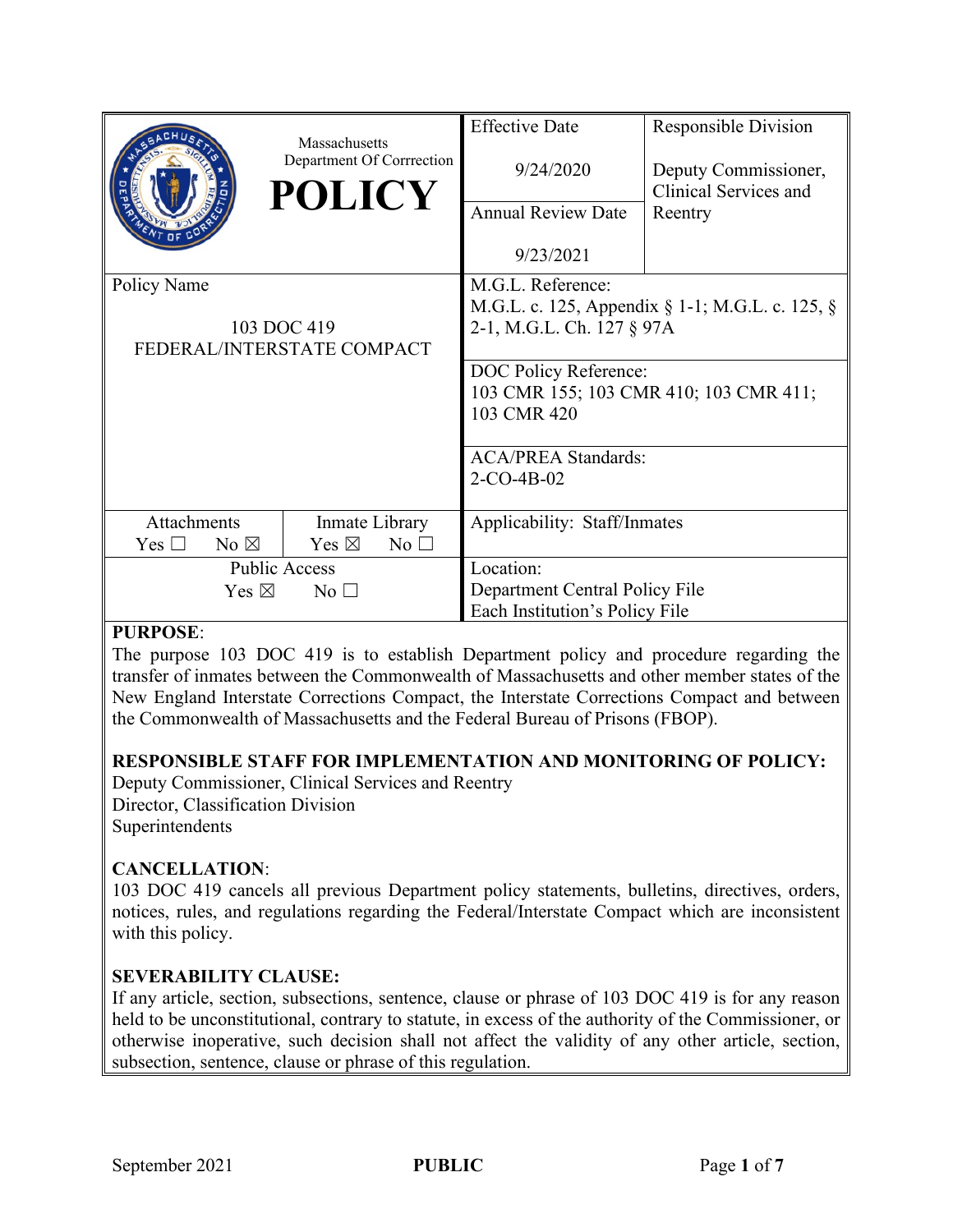| Massachusetts Department Of Corrrection **POLICY** | Effective Date 9/24/2020 | Responsible Division Deputy Commissioner, Clinical Services and Reentry |
|---|---|---|
| | Annual Review Date 9/23/2021 | |
| Policy Name 103 DOC 419 FEDERAL/INTERSTATE COMPACT | M.G.L. Reference: M.G.L. c. 125, Appendix § 1-1; M.G.L. c. 125, § 2-1, M.G.L. Ch. 127 § 97A | |
| | DOC Policy Reference: 103 CMR 155; 103 CMR 410; 103 CMR 411; 103 CMR 420 | |
| | ACA/PREA Standards: 2-CO-4B-02 | |
| Attachments Yes ☐ No ☒ / Inmate Library Yes ☒ No ☐ | Applicability: Staff/Inmates | |
| Public Access Yes ☒ No ☐ | Location: Department Central Policy File Each Institution's Policy File | |

**PURPOSE**:

The purpose 103 DOC 419 is to establish Department policy and procedure regarding the transfer of inmates between the Commonwealth of Massachusetts and other member states of the New England Interstate Corrections Compact, the Interstate Corrections Compact and between the Commonwealth of Massachusetts and the Federal Bureau of Prisons (FBOP).

**RESPONSIBLE STAFF FOR IMPLEMENTATION AND MONITORING OF POLICY:**

Deputy Commissioner, Clinical Services and Reentry
Director, Classification Division
Superintendents

**CANCELLATION**:

103 DOC 419 cancels all previous Department policy statements, bulletins, directives, orders, notices, rules, and regulations regarding the Federal/Interstate Compact which are inconsistent with this policy.

**SEVERABILITY CLAUSE:**

If any article, section, subsections, sentence, clause or phrase of 103 DOC 419 is for any reason held to be unconstitutional, contrary to statute, in excess of the authority of the Commissioner, or otherwise inoperative, such decision shall not affect the validity of any other article, section, subsection, sentence, clause or phrase of this regulation.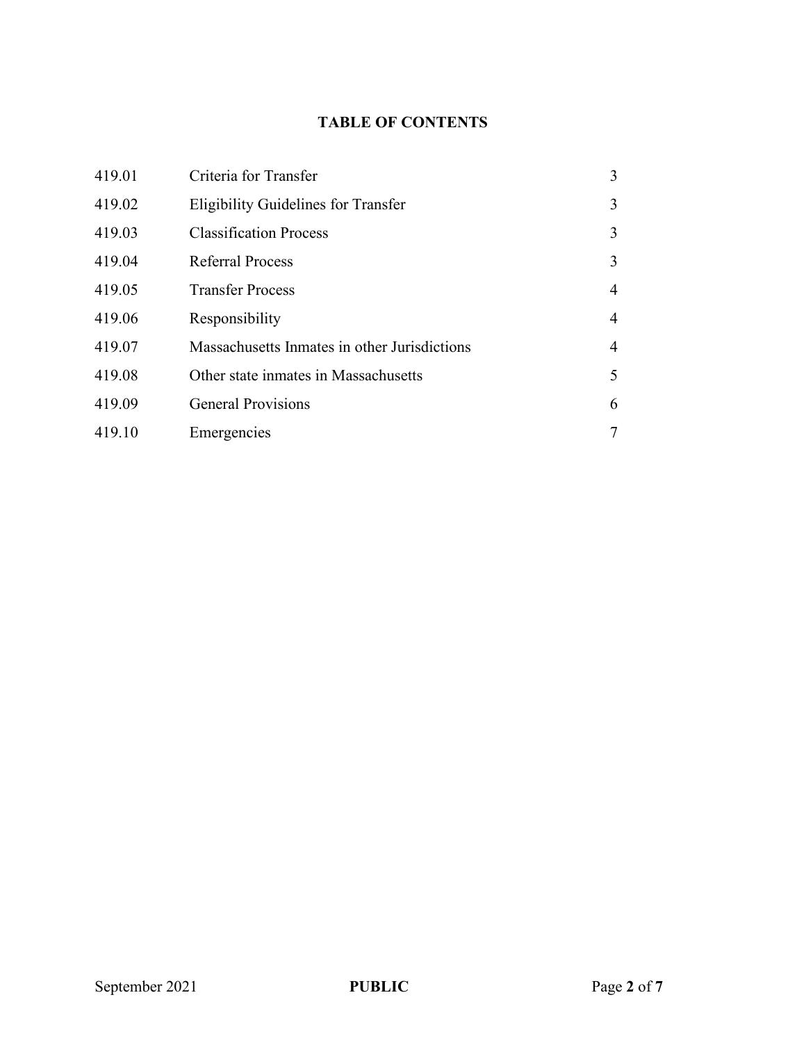# TABLE OF CONTENTS

| | | |
|---|---|---|
| 419.01 | Criteria for Transfer | 3 |
| 419.02 | Eligibility Guidelines for Transfer | 3 |
| 419.03 | Classification Process | 3 |
| 419.04 | Referral Process | 3 |
| 419.05 | Transfer Process | 4 |
| 419.06 | Responsibility | 4 |
| 419.07 | Massachusetts Inmates in other Jurisdictions | 4 |
| 419.08 | Other state inmates in Massachusetts | 5 |
| 419.09 | General Provisions | 6 |
| 419.10 | Emergencies | 7 |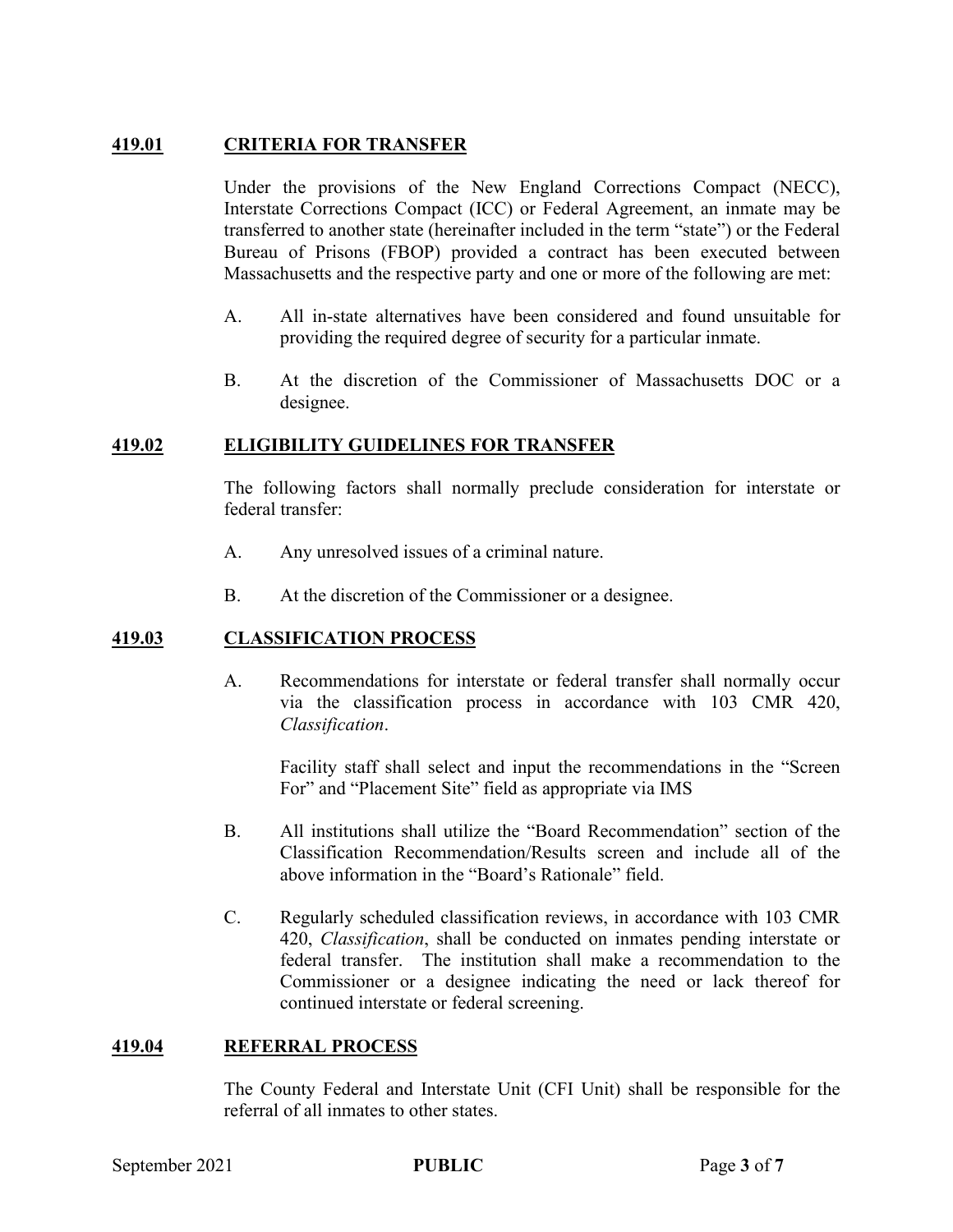## 419.01 CRITERIA FOR TRANSFER

Under the provisions of the New England Corrections Compact (NECC), Interstate Corrections Compact (ICC) or Federal Agreement, an inmate may be transferred to another state (hereinafter included in the term "state") or the Federal Bureau of Prisons (FBOP) provided a contract has been executed between Massachusetts and the respective party and one or more of the following are met:

A. All in-state alternatives have been considered and found unsuitable for providing the required degree of security for a particular inmate.

B. At the discretion of the Commissioner of Massachusetts DOC or a designee.

## 419.02 ELIGIBILITY GUIDELINES FOR TRANSFER

The following factors shall normally preclude consideration for interstate or federal transfer:

A. Any unresolved issues of a criminal nature.

B. At the discretion of the Commissioner or a designee.

## 419.03 CLASSIFICATION PROCESS

A. Recommendations for interstate or federal transfer shall normally occur via the classification process in accordance with 103 CMR 420, *Classification*.

   Facility staff shall select and input the recommendations in the "Screen For" and "Placement Site" field as appropriate via IMS

B. All institutions shall utilize the "Board Recommendation" section of the Classification Recommendation/Results screen and include all of the above information in the "Board's Rationale" field.

C. Regularly scheduled classification reviews, in accordance with 103 CMR 420, *Classification*, shall be conducted on inmates pending interstate or federal transfer. The institution shall make a recommendation to the Commissioner or a designee indicating the need or lack thereof for continued interstate or federal screening.

## 419.04 REFERRAL PROCESS

The County Federal and Interstate Unit (CFI Unit) shall be responsible for the referral of all inmates to other states.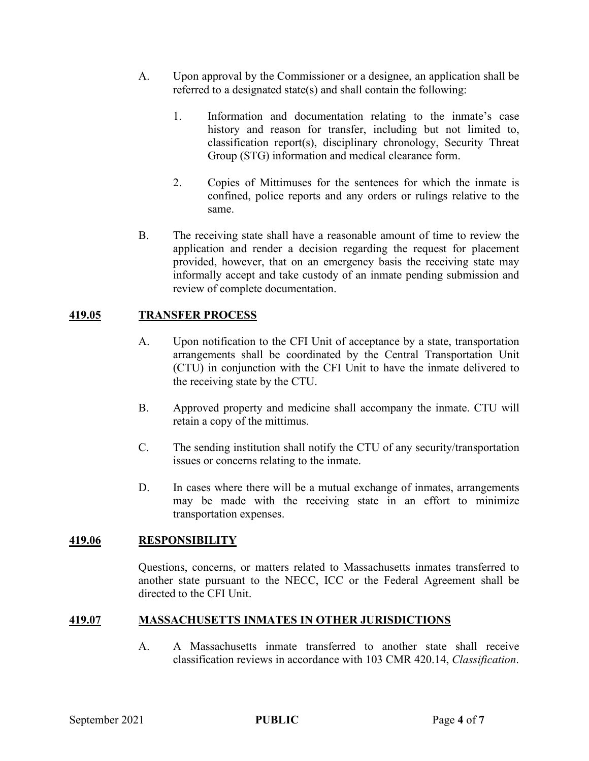A. Upon approval by the Commissioner or a designee, an application shall be referred to a designated state(s) and shall contain the following:

   1. Information and documentation relating to the inmate's case history and reason for transfer, including but not limited to, classification report(s), disciplinary chronology, Security Threat Group (STG) information and medical clearance form.

   2. Copies of Mittimuses for the sentences for which the inmate is confined, police reports and any orders or rulings relative to the same.

B. The receiving state shall have a reasonable amount of time to review the application and render a decision regarding the request for placement provided, however, that on an emergency basis the receiving state may informally accept and take custody of an inmate pending submission and review of complete documentation.

## 419.05 TRANSFER PROCESS

A. Upon notification to the CFI Unit of acceptance by a state, transportation arrangements shall be coordinated by the Central Transportation Unit (CTU) in conjunction with the CFI Unit to have the inmate delivered to the receiving state by the CTU.

B. Approved property and medicine shall accompany the inmate. CTU will retain a copy of the mittimus.

C. The sending institution shall notify the CTU of any security/transportation issues or concerns relating to the inmate.

D. In cases where there will be a mutual exchange of inmates, arrangements may be made with the receiving state in an effort to minimize transportation expenses.

## 419.06 RESPONSIBILITY

Questions, concerns, or matters related to Massachusetts inmates transferred to another state pursuant to the NECC, ICC or the Federal Agreement shall be directed to the CFI Unit.

## 419.07 MASSACHUSETTS INMATES IN OTHER JURISDICTIONS

A. A Massachusetts inmate transferred to another state shall receive classification reviews in accordance with 103 CMR 420.14, *Classification*.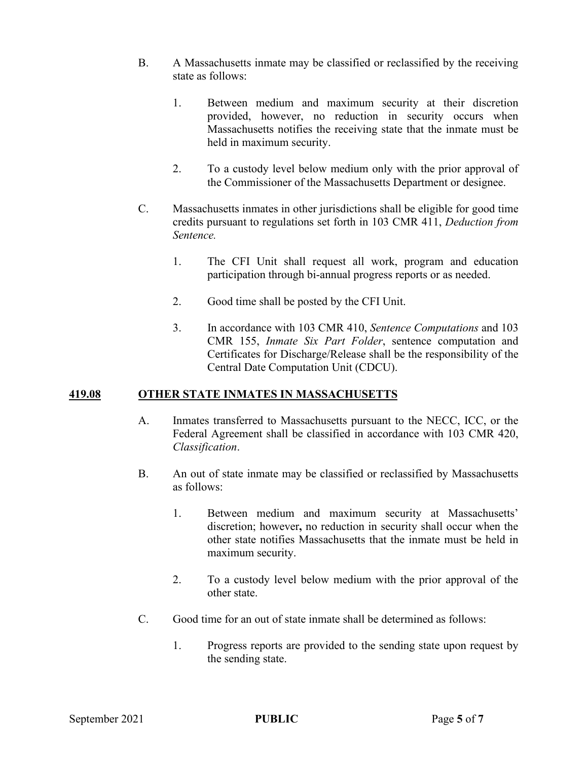B. A Massachusetts inmate may be classified or reclassified by the receiving state as follows:

1. Between medium and maximum security at their discretion provided, however, no reduction in security occurs when Massachusetts notifies the receiving state that the inmate must be held in maximum security.

2. To a custody level below medium only with the prior approval of the Commissioner of the Massachusetts Department or designee.

C. Massachusetts inmates in other jurisdictions shall be eligible for good time credits pursuant to regulations set forth in 103 CMR 411, *Deduction from Sentence.*

1. The CFI Unit shall request all work, program and education participation through bi-annual progress reports or as needed.

2. Good time shall be posted by the CFI Unit.

3. In accordance with 103 CMR 410, *Sentence Computations* and 103 CMR 155, *Inmate Six Part Folder*, sentence computation and Certificates for Discharge/Release shall be the responsibility of the Central Date Computation Unit (CDCU).

## 419.08 OTHER STATE INMATES IN MASSACHUSETTS

A. Inmates transferred to Massachusetts pursuant to the NECC, ICC, or the Federal Agreement shall be classified in accordance with 103 CMR 420, *Classification*.

B. An out of state inmate may be classified or reclassified by Massachusetts as follows:

1. Between medium and maximum security at Massachusetts' discretion; however**,** no reduction in security shall occur when the other state notifies Massachusetts that the inmate must be held in maximum security.

2. To a custody level below medium with the prior approval of the other state.

C. Good time for an out of state inmate shall be determined as follows:

1. Progress reports are provided to the sending state upon request by the sending state.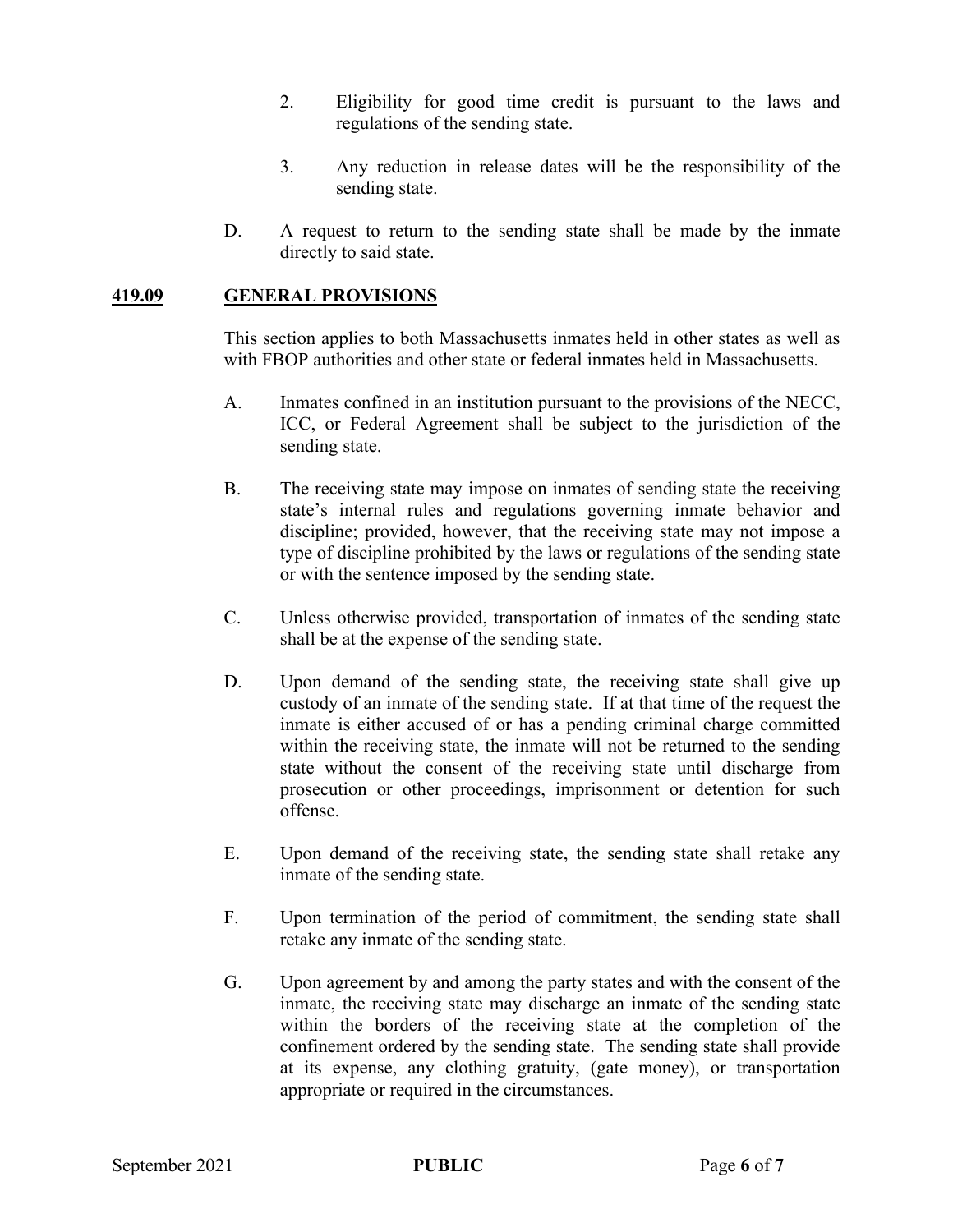2. Eligibility for good time credit is pursuant to the laws and regulations of the sending state.

3. Any reduction in release dates will be the responsibility of the sending state.

D. A request to return to the sending state shall be made by the inmate directly to said state.

## **419.09 GENERAL PROVISIONS**

This section applies to both Massachusetts inmates held in other states as well as with FBOP authorities and other state or federal inmates held in Massachusetts.

A. Inmates confined in an institution pursuant to the provisions of the NECC, ICC, or Federal Agreement shall be subject to the jurisdiction of the sending state.

B. The receiving state may impose on inmates of sending state the receiving state's internal rules and regulations governing inmate behavior and discipline; provided, however, that the receiving state may not impose a type of discipline prohibited by the laws or regulations of the sending state or with the sentence imposed by the sending state.

C. Unless otherwise provided, transportation of inmates of the sending state shall be at the expense of the sending state.

D. Upon demand of the sending state, the receiving state shall give up custody of an inmate of the sending state. If at that time of the request the inmate is either accused of or has a pending criminal charge committed within the receiving state, the inmate will not be returned to the sending state without the consent of the receiving state until discharge from prosecution or other proceedings, imprisonment or detention for such offense.

E. Upon demand of the receiving state, the sending state shall retake any inmate of the sending state.

F. Upon termination of the period of commitment, the sending state shall retake any inmate of the sending state.

G. Upon agreement by and among the party states and with the consent of the inmate, the receiving state may discharge an inmate of the sending state within the borders of the receiving state at the completion of the confinement ordered by the sending state. The sending state shall provide at its expense, any clothing gratuity, (gate money), or transportation appropriate or required in the circumstances.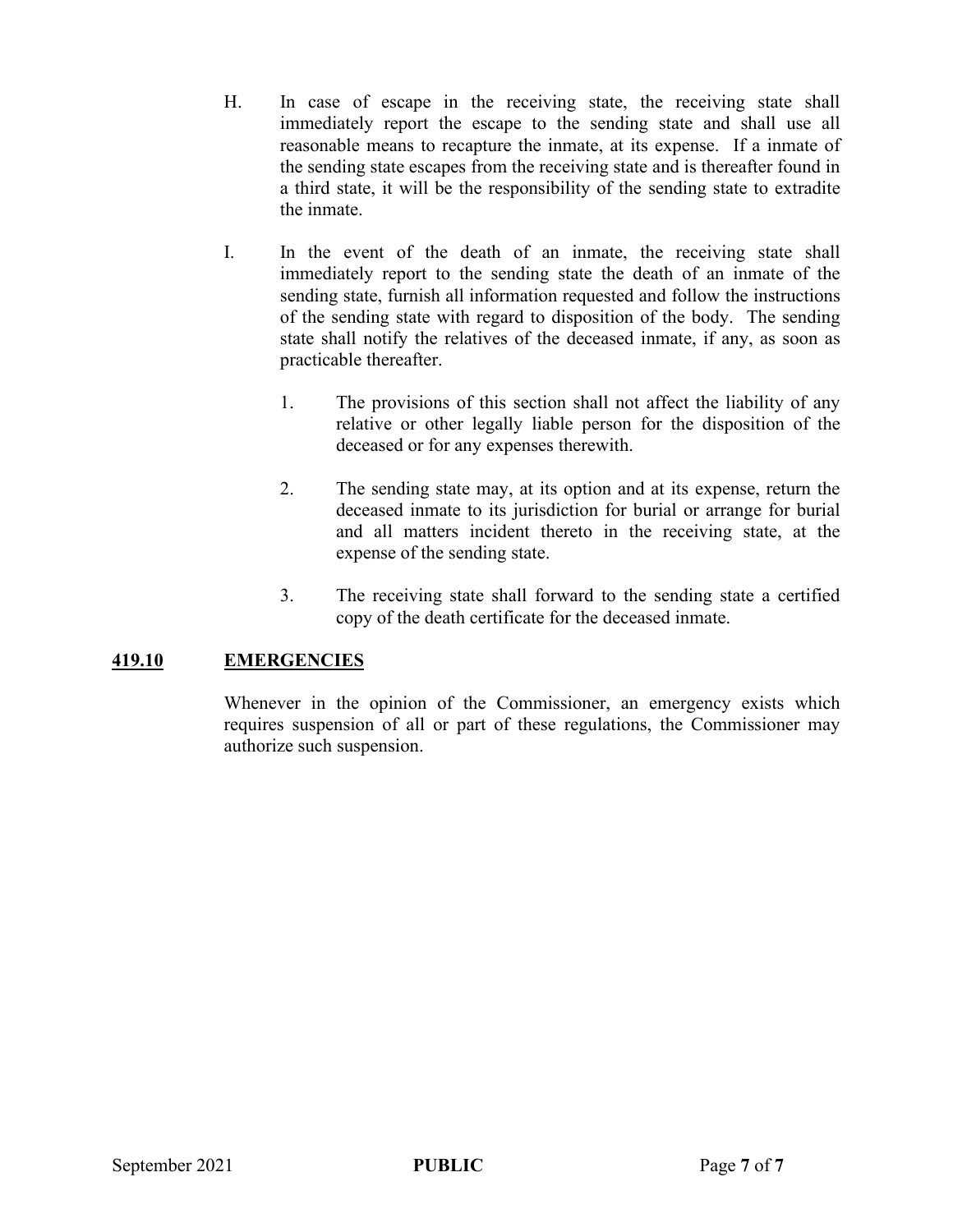H. In case of escape in the receiving state, the receiving state shall immediately report the escape to the sending state and shall use all reasonable means to recapture the inmate, at its expense. If a inmate of the sending state escapes from the receiving state and is thereafter found in a third state, it will be the responsibility of the sending state to extradite the inmate.

I. In the event of the death of an inmate, the receiving state shall immediately report to the sending state the death of an inmate of the sending state, furnish all information requested and follow the instructions of the sending state with regard to disposition of the body. The sending state shall notify the relatives of the deceased inmate, if any, as soon as practicable thereafter.

   1. The provisions of this section shall not affect the liability of any relative or other legally liable person for the disposition of the deceased or for any expenses therewith.

   2. The sending state may, at its option and at its expense, return the deceased inmate to its jurisdiction for burial or arrange for burial and all matters incident thereto in the receiving state, at the expense of the sending state.

   3. The receiving state shall forward to the sending state a certified copy of the death certificate for the deceased inmate.

## <u>419.10 EMERGENCIES</u>

Whenever in the opinion of the Commissioner, an emergency exists which requires suspension of all or part of these regulations, the Commissioner may authorize such suspension.